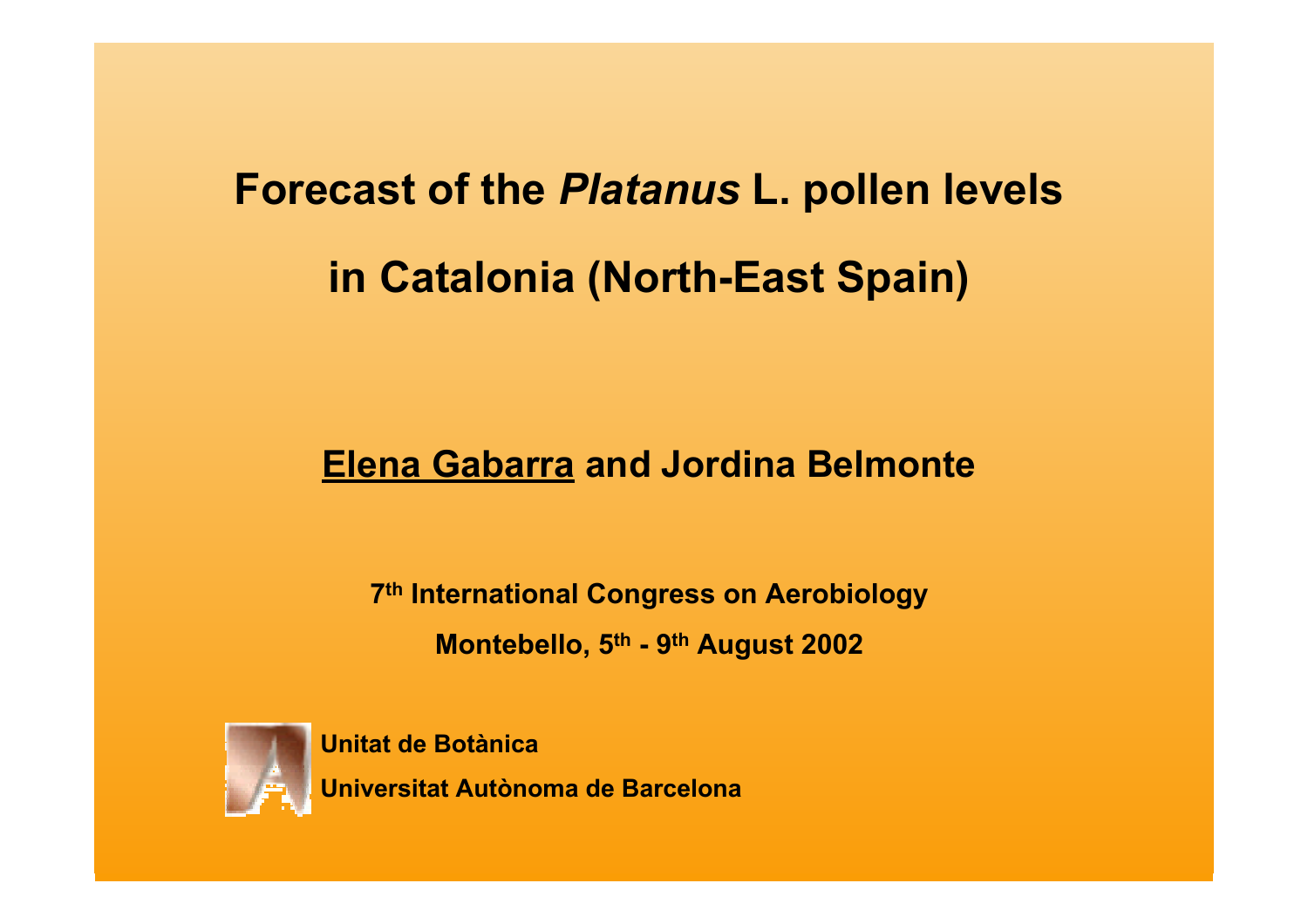# Forecast of the *Platanus* L. pollen levels in Catalonia (North-East Spain)

**Elena Gabarra and Jordina Belmonte**

**7th International Congress on Aerobiology**

**Montebello, 5th - 9th August 2002**

**Unitat de Botànica**

**Universitat Autònoma de Barcelona**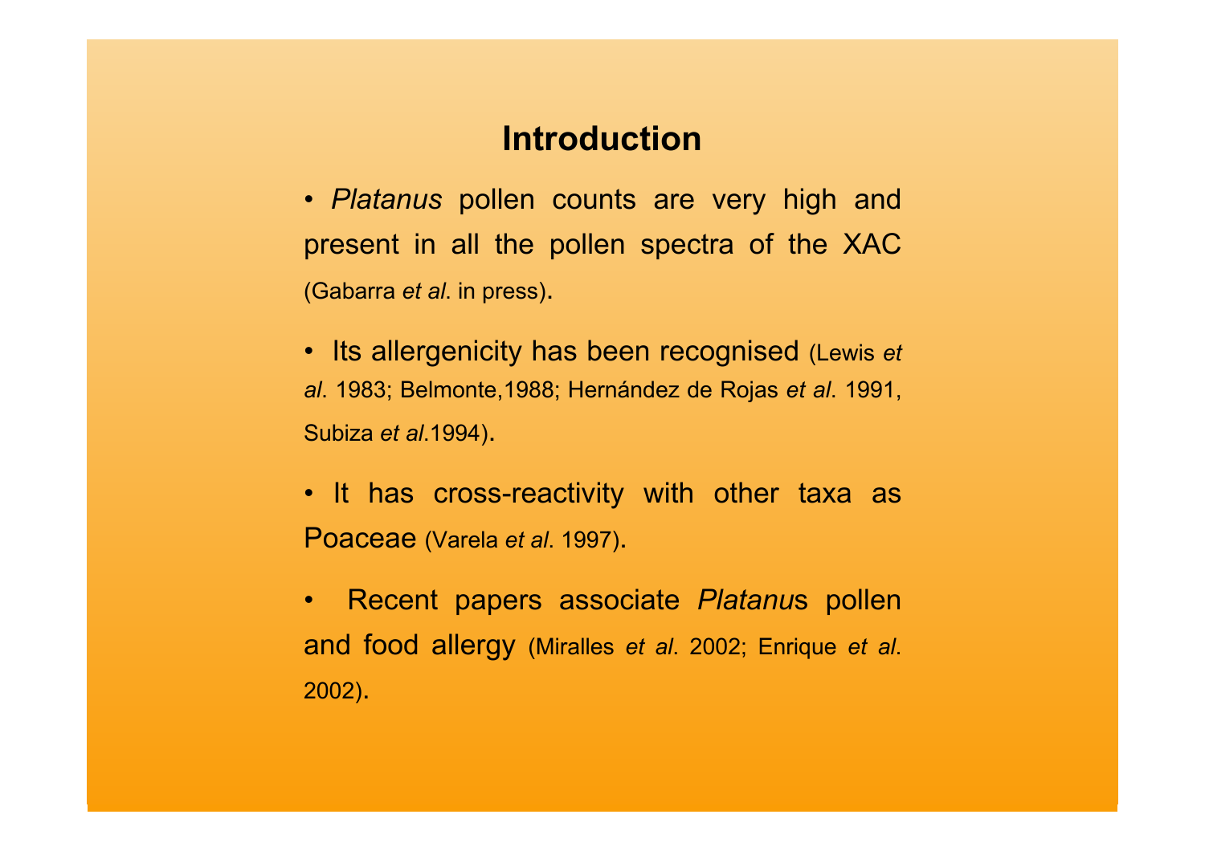## Introduction

- *Platanus* pollen counts are very high and present in all the pollen spectra of the XAC (Gabarra *et al*. in press).
- Its allergenicity has been recognised (Lewis *et al*. 1983; Belmonte,1988; Hernández de Rojas *et al*. 1991, Subiza *et al*.1994).
- It has cross-reactivity with other taxa as Poaceae (Varela *et al*. 1997).
- Recent papers associate *Platanu*s pollen and food allergy (Miralles *et al*. 2002; Enrique *et al*. 2002).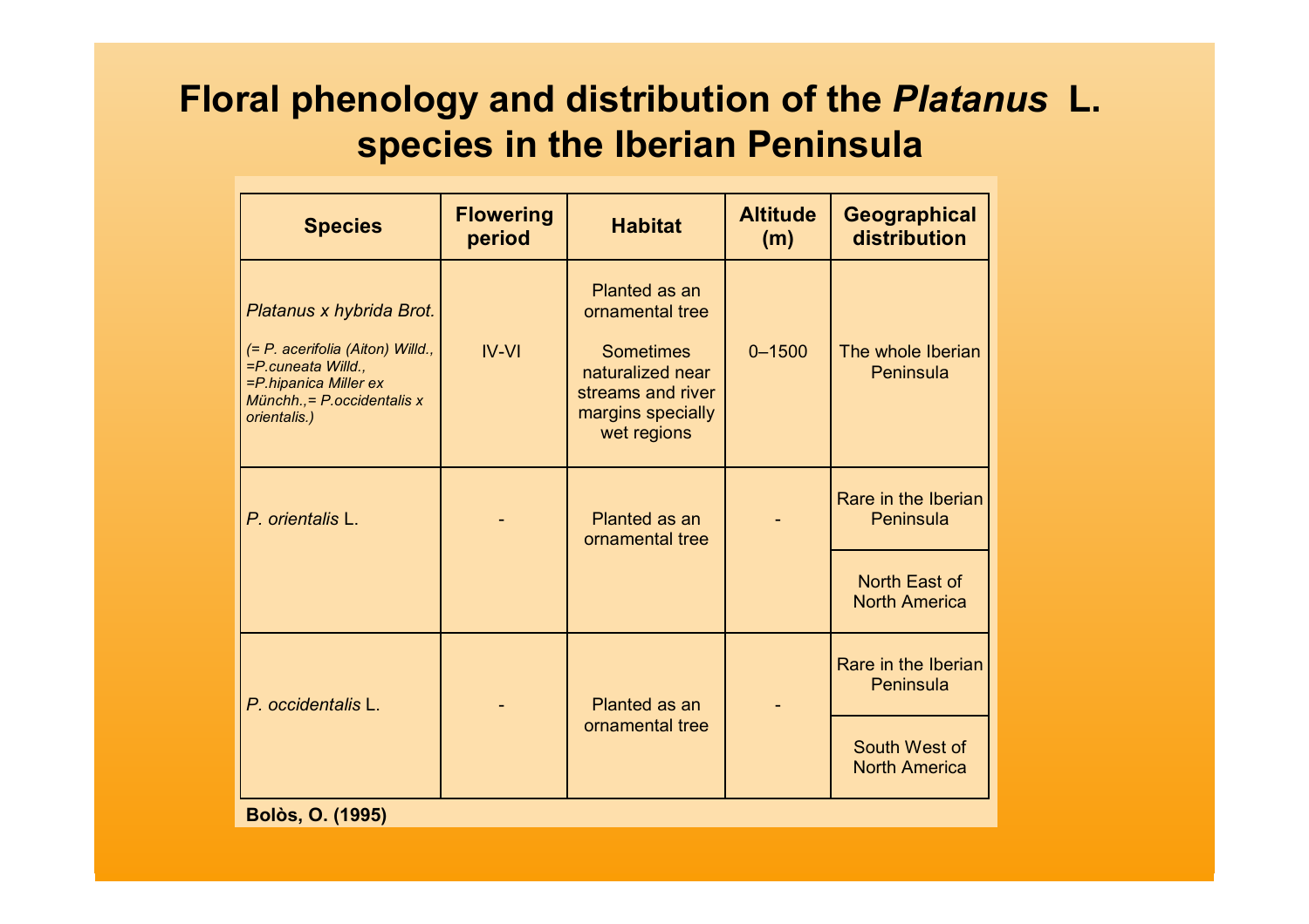# Floral phenology and distribution of the *Platanus* L. species in the Iberian Peninsula

| Species | Flowering period | Habitat | Altitude (m) | Geographical distribution |
|---|---|---|---|---|
| *Platanus x hybrida Brot.* (= *P. acerifolia (Aiton) Willd., =P.cuneata Willd., =P.hipanica Miller ex Münchh.,= P.occidentalis x orientalis.)* | IV-VI | Planted as an ornamental tree. Sometimes naturalized near streams and river margins specially wet regions | 0–1500 | The whole Iberian Peninsula |
| *P. orientalis* L. | - | Planted as an ornamental tree | - | Rare in the Iberian Peninsula |
| | | | | North East of North America |
| *P. occidentalis* L. | - | Planted as an ornamental tree | - | Rare in the Iberian Peninsula |
| | | | | South West of North America |

**Bolòs, O. (1995)**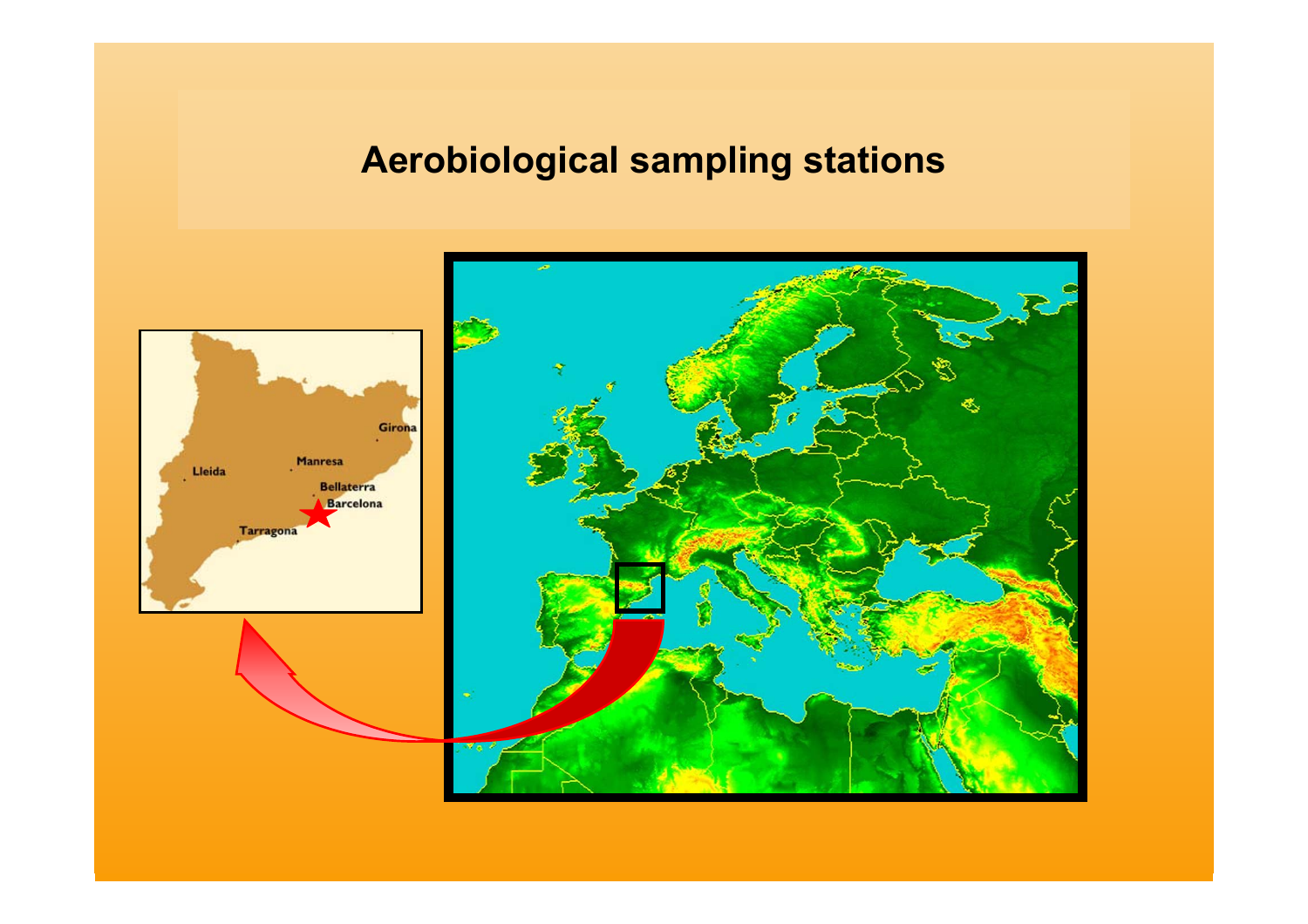# Aerobiological sampling stations

Girona

Lleida

Manresa

Bellaterra

Barcelona

Tarragona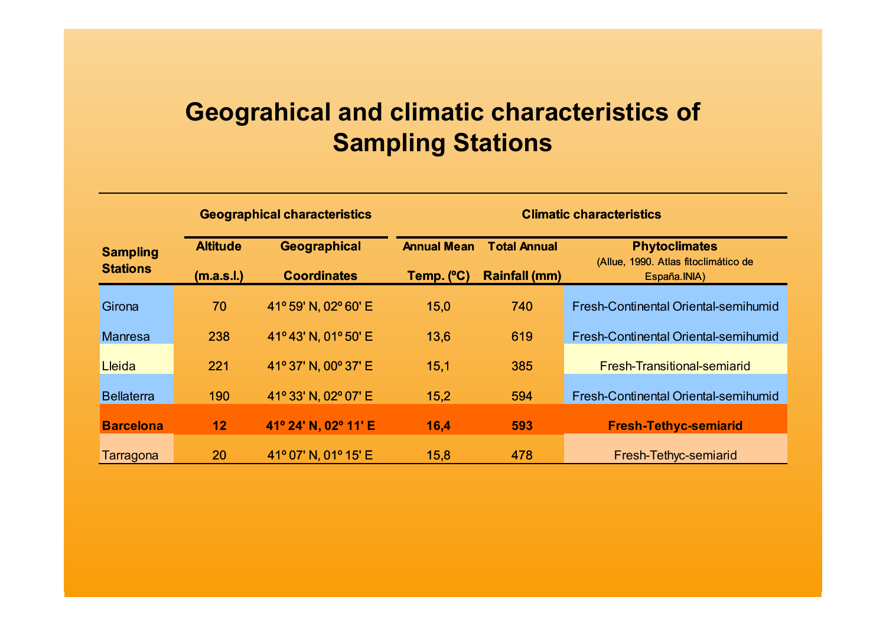# Geograhical and climatic characteristics of Sampling Stations

| Sampling Stations | Geographical characteristics | | Climatic characteristics | | |
|---|---|---|---|---|---|
| | Altitude (m.a.s.l.) | Geographical Coordinates | Annual Mean Temp. (ºC) | Total Annual Rainfall (mm) | Phytoclimates (Allue, 1990. Atlas fitoclimático de España.INIA) |
| Girona | 70 | 41º 59' N, 02º 60' E | 15,0 | 740 | Fresh-Continental Oriental-semihumid |
| Manresa | 238 | 41º 43' N, 01º 50' E | 13,6 | 619 | Fresh-Continental Oriental-semihumid |
| Lleida | 221 | 41º 37' N, 00º 37' E | 15,1 | 385 | Fresh-Transitional-semiarid |
| Bellaterra | 190 | 41º 33' N, 02º 07' E | 15,2 | 594 | Fresh-Continental Oriental-semihumid |
| **Barcelona** | **12** | **41º 24' N, 02º 11' E** | **16,4** | **593** | **Fresh-Tethyc-semiarid** |
| Tarragona | 20 | 41º 07' N, 01º 15' E | 15,8 | 478 | Fresh-Tethyc-semiarid |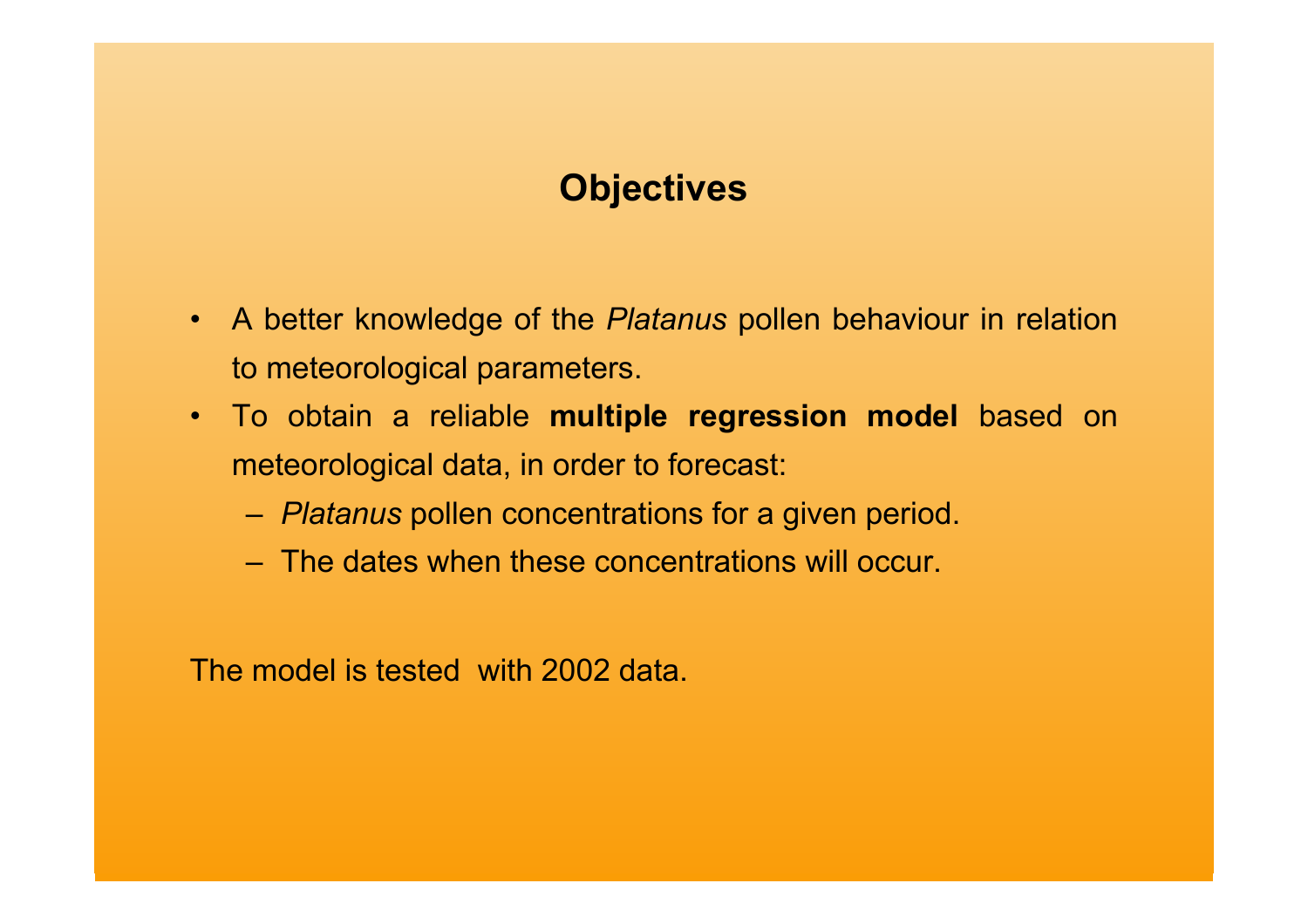# Objectives

- A better knowledge of the *Platanus* pollen behaviour in relation to meteorological parameters.
- To obtain a reliable **multiple regression model** based on meteorological data, in order to forecast:
  - *Platanus* pollen concentrations for a given period.
  - The dates when these concentrations will occur.

The model is tested with 2002 data.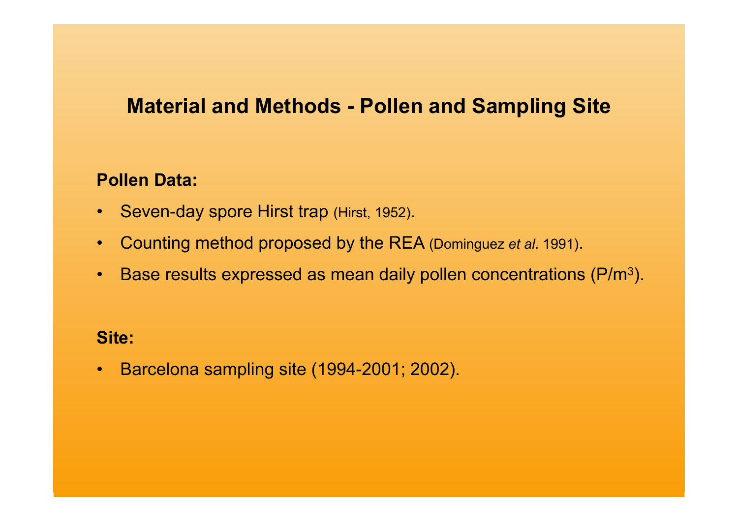# Material and Methods - Pollen and Sampling Site

**Pollen Data:**

- Seven-day spore Hirst trap (Hirst, 1952).
- Counting method proposed by the REA (Dominguez *et al*. 1991).
- Base results expressed as mean daily pollen concentrations ($P/m^3$).

**Site:**

- Barcelona sampling site (1994-2001; 2002).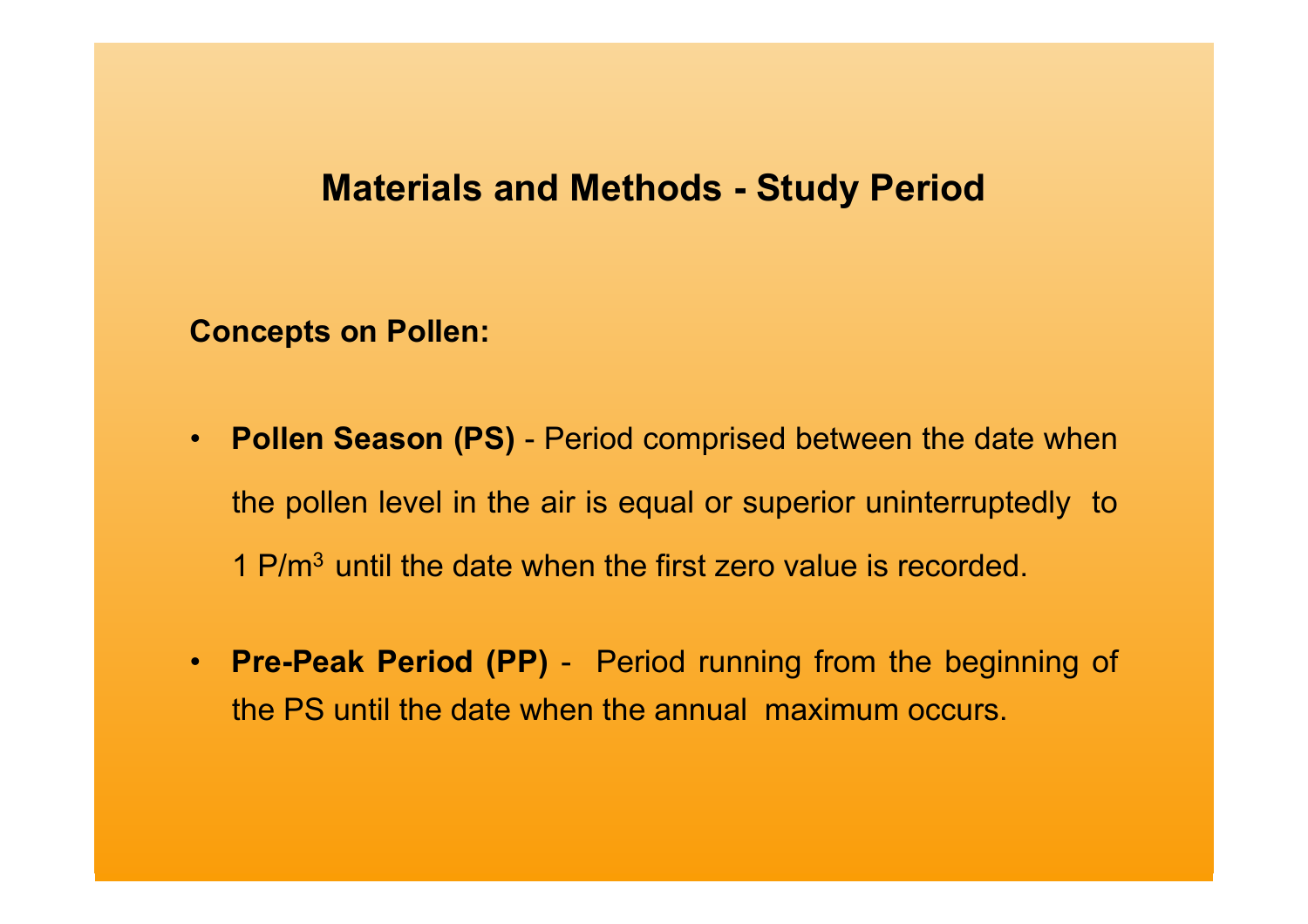# Materials and Methods - Study Period

**Concepts on Pollen:**

- **Pollen Season (PS)** - Period comprised between the date when the pollen level in the air is equal or superior uninterruptedly to 1 P/$m^3$ until the date when the first zero value is recorded.

- **Pre-Peak Period (PP)** - Period running from the beginning of the PS until the date when the annual maximum occurs.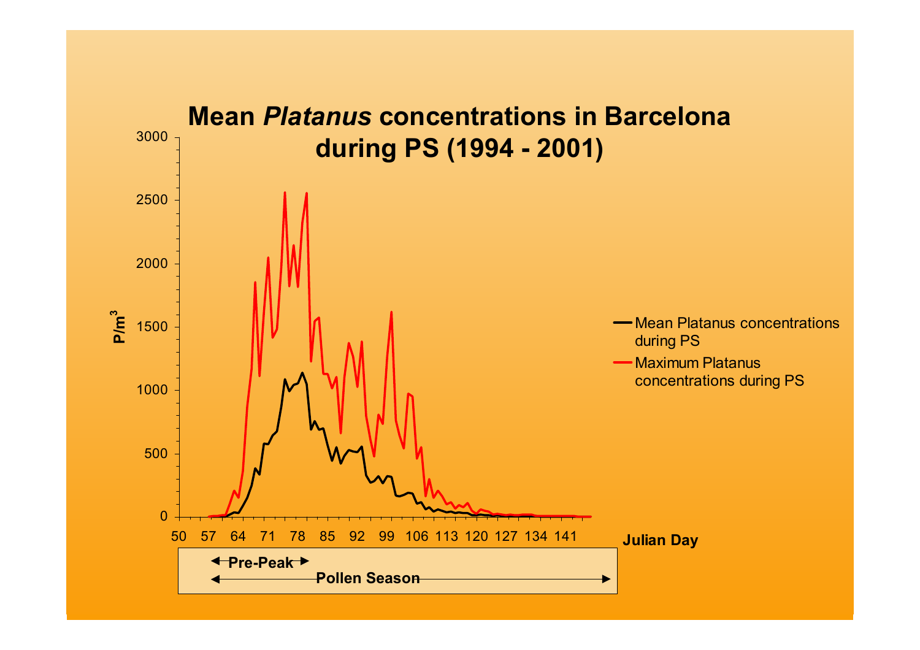# Mean *Platanus* concentrations in Barcelona during PS (1994 - 2001)

P/m$^3$

3000
2500
2000
1500
1000
500
0

50 57 64 71 78 85 92 99 106 113 120 127 134 141

**Julian Day**

- Mean Platanus concentrations during PS
- Maximum Platanus concentrations during PS

**Pre-Peak**

**Pollen Season**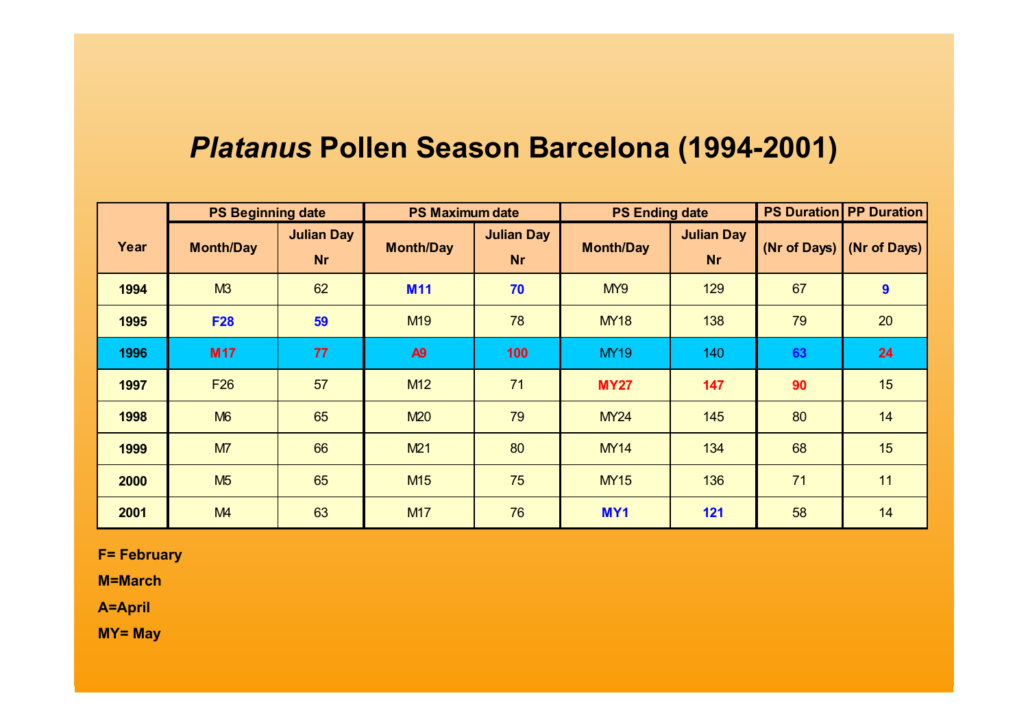# *Platanus* Pollen Season Barcelona (1994-2001)

| Year | PS Beginning date | | PS Maximum date | | PS Ending date | | PS Duration | PP Duration |
|---|---|---|---|---|---|---|---|---|
| | Month/Day | Julian Day Nr | Month/Day | Julian Day Nr | Month/Day | Julian Day Nr | (Nr of Days) | (Nr of Days) |
| **1994** | M3 | 62 | **M11** | **70** | MY9 | 129 | 67 | **9** |
| **1995** | **F28** | **59** | M19 | 78 | MY18 | 138 | 79 | 20 |
| **1996** | **M17** | **77** | **A9** | **100** | MY19 | 140 | **63** | **24** |
| **1997** | F26 | 57 | M12 | 71 | **MY27** | **147** | **90** | 15 |
| **1998** | M6 | 65 | M20 | 79 | MY24 | 145 | 80 | 14 |
| **1999** | M7 | 66 | M21 | 80 | MY14 | 134 | 68 | 15 |
| **2000** | M5 | 65 | M15 | 75 | MY15 | 136 | 71 | 11 |
| **2001** | M4 | 63 | M17 | 76 | **MY1** | **121** | 58 | 14 |

**F= February**

**M=March**

**A=April**

**MY= May**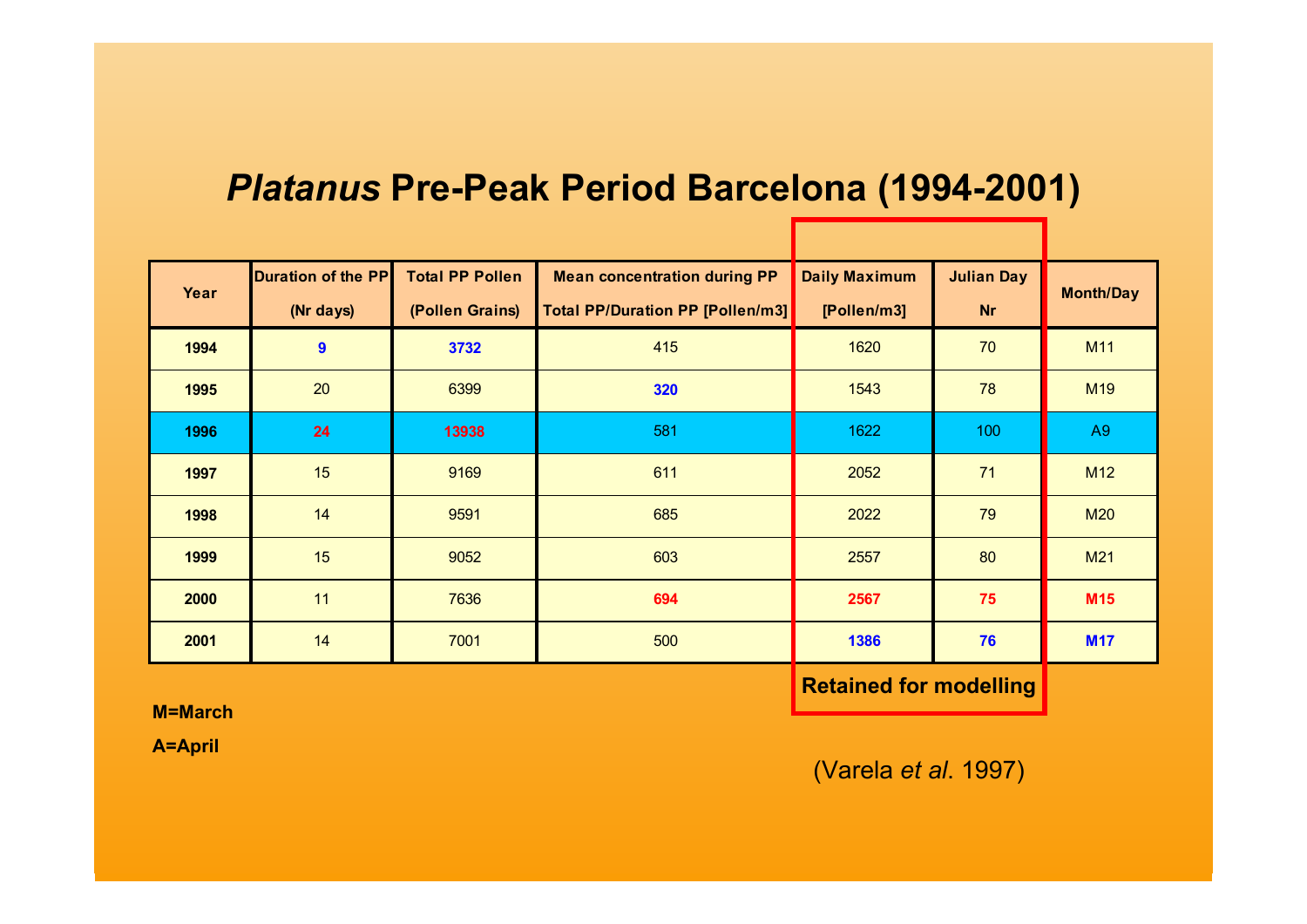# *Platanus* Pre-Peak Period Barcelona (1994-2001)

| Year | Duration of the PP (Nr days) | Total PP Pollen (Pollen Grains) | Mean concentration during PP Total PP/Duration PP [Pollen/m3] | Daily Maximum [Pollen/m3] | Julian Day Nr | Month/Day |
|---|---|---|---|---|---|---|
| **1994** | **9** | **3732** | 415 | 1620 | 70 | M11 |
| **1995** | 20 | 6399 | **320** | 1543 | 78 | M19 |
| **1996** | **24** | **13938** | 581 | 1622 | 100 | A9 |
| **1997** | 15 | 9169 | 611 | 2052 | 71 | M12 |
| **1998** | 14 | 9591 | 685 | 2022 | 79 | M20 |
| **1999** | 15 | 9052 | 603 | 2557 | 80 | M21 |
| **2000** | 11 | 7636 | **694** | **2567** | **75** | **M15** |
| **2001** | 14 | 7001 | 500 | **1386** | **76** | **M17** |

**Retained for modelling** (Daily Maximum and Julian Day Nr)

**M=March**

**A=April**

(Varela *et al*. 1997)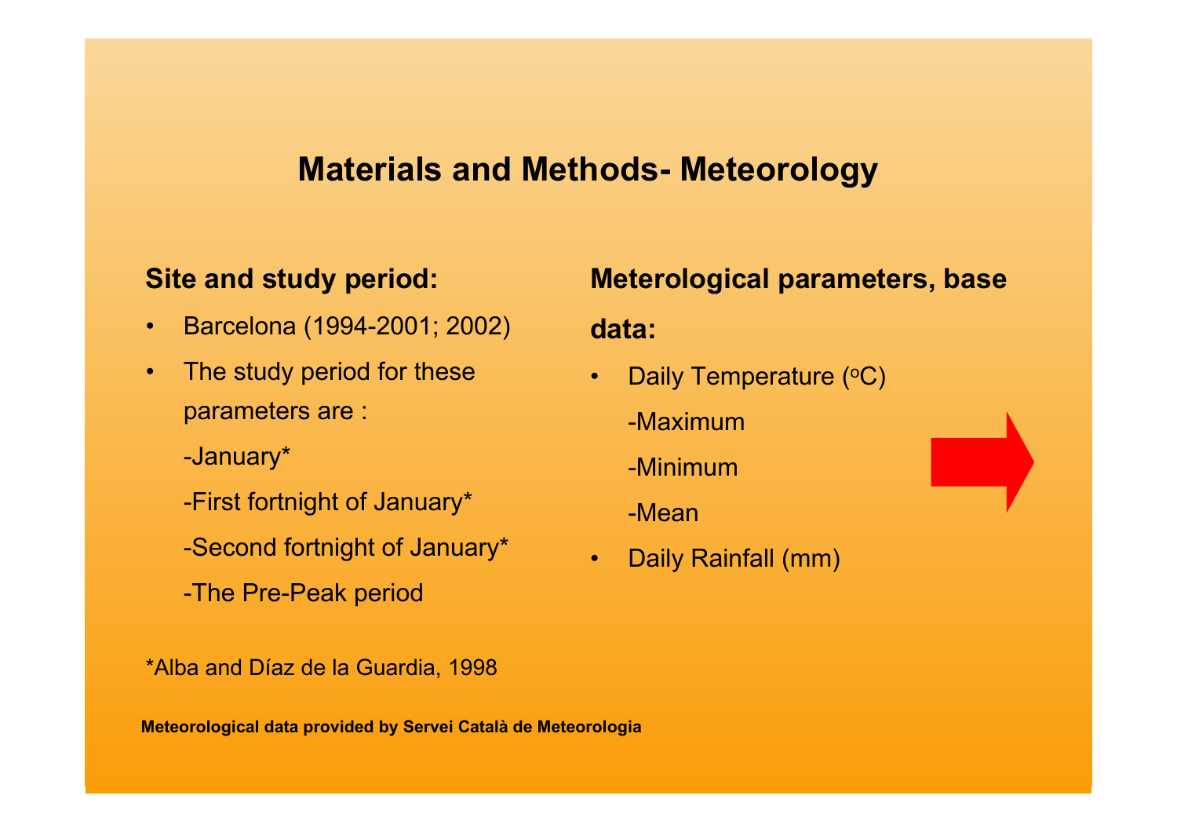# Materials and Methods- Meteorology

## Site and study period:

- Barcelona (1994-2001; 2002)
- The study period for these parameters are :

  -January*

  -First fortnight of January*

  -Second fortnight of January*

  -The Pre-Peak period

*Alba and Díaz de la Guardia, 1998

## Meterological parameters, base data:

- Daily Temperature ($^{o}$C)

  -Maximum

  -Minimum

  -Mean

- Daily Rainfall (mm)

**Meteorological data provided by Servei Català de Meteorologia**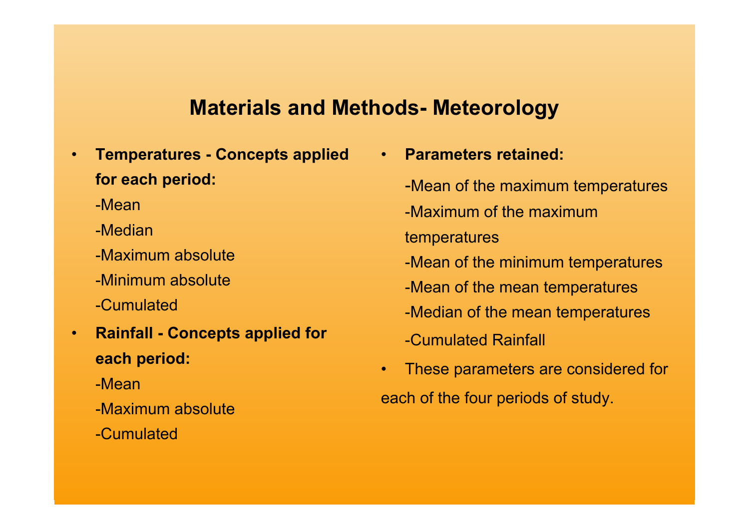## Materials and Methods- Meteorology

- **Temperatures - Concepts applied for each period:**

  -Mean

  -Median

  -Maximum absolute

  -Minimum absolute

  -Cumulated

- **Rainfall - Concepts applied for each period:**

  -Mean

  -Maximum absolute

  -Cumulated

- **Parameters retained:**

  -Mean of the maximum temperatures

  -Maximum of the maximum temperatures

  -Mean of the minimum temperatures

  -Mean of the mean temperatures

  -Median of the mean temperatures

  -Cumulated Rainfall

- These parameters are considered for each of the four periods of study.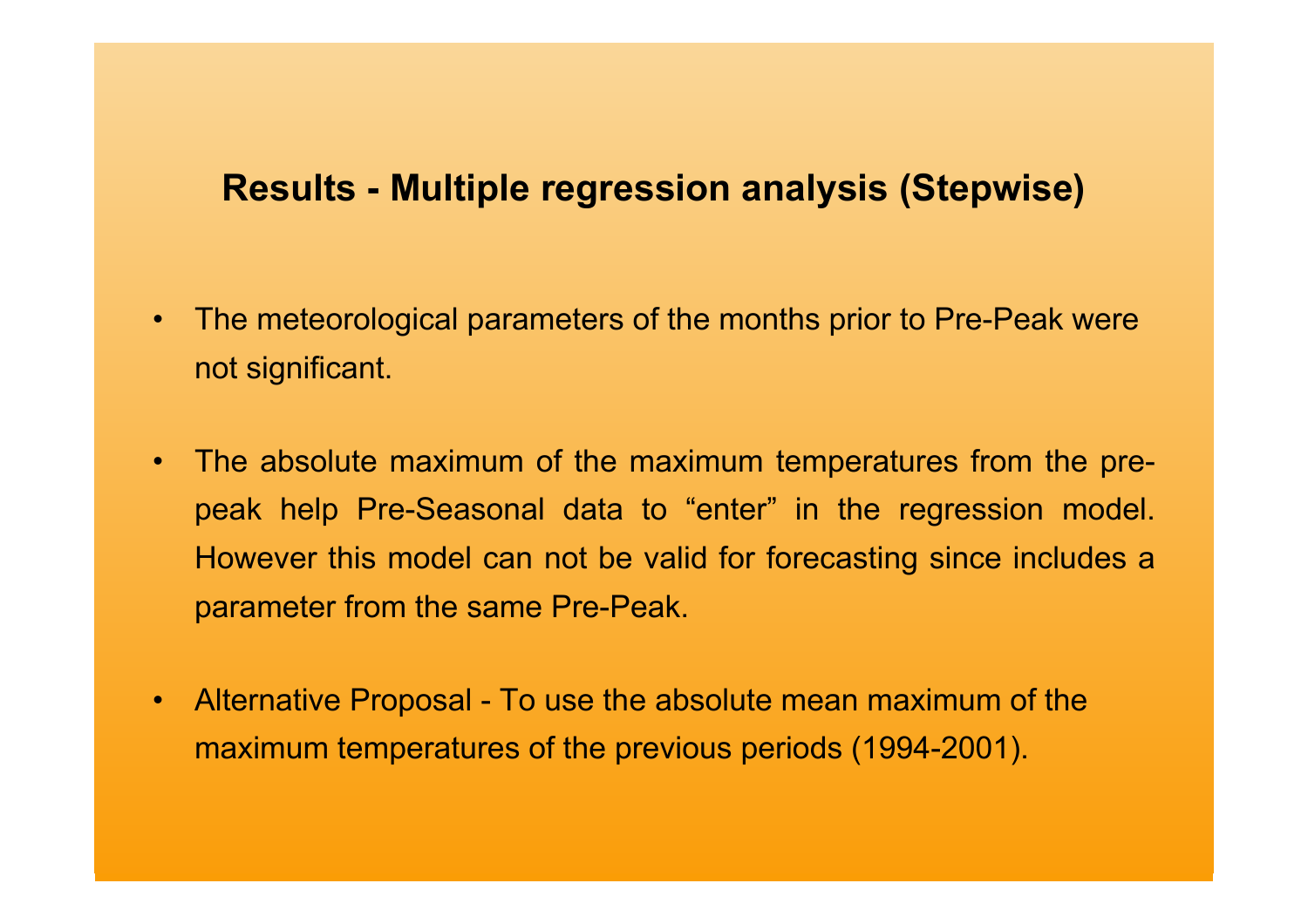## Results - Multiple regression analysis (Stepwise)

- The meteorological parameters of the months prior to Pre-Peak were not significant.
- The absolute maximum of the maximum temperatures from the pre-peak help Pre-Seasonal data to “enter” in the regression model. However this model can not be valid for forecasting since includes a parameter from the same Pre-Peak.
- Alternative Proposal - To use the absolute mean maximum of the maximum temperatures of the previous periods (1994-2001).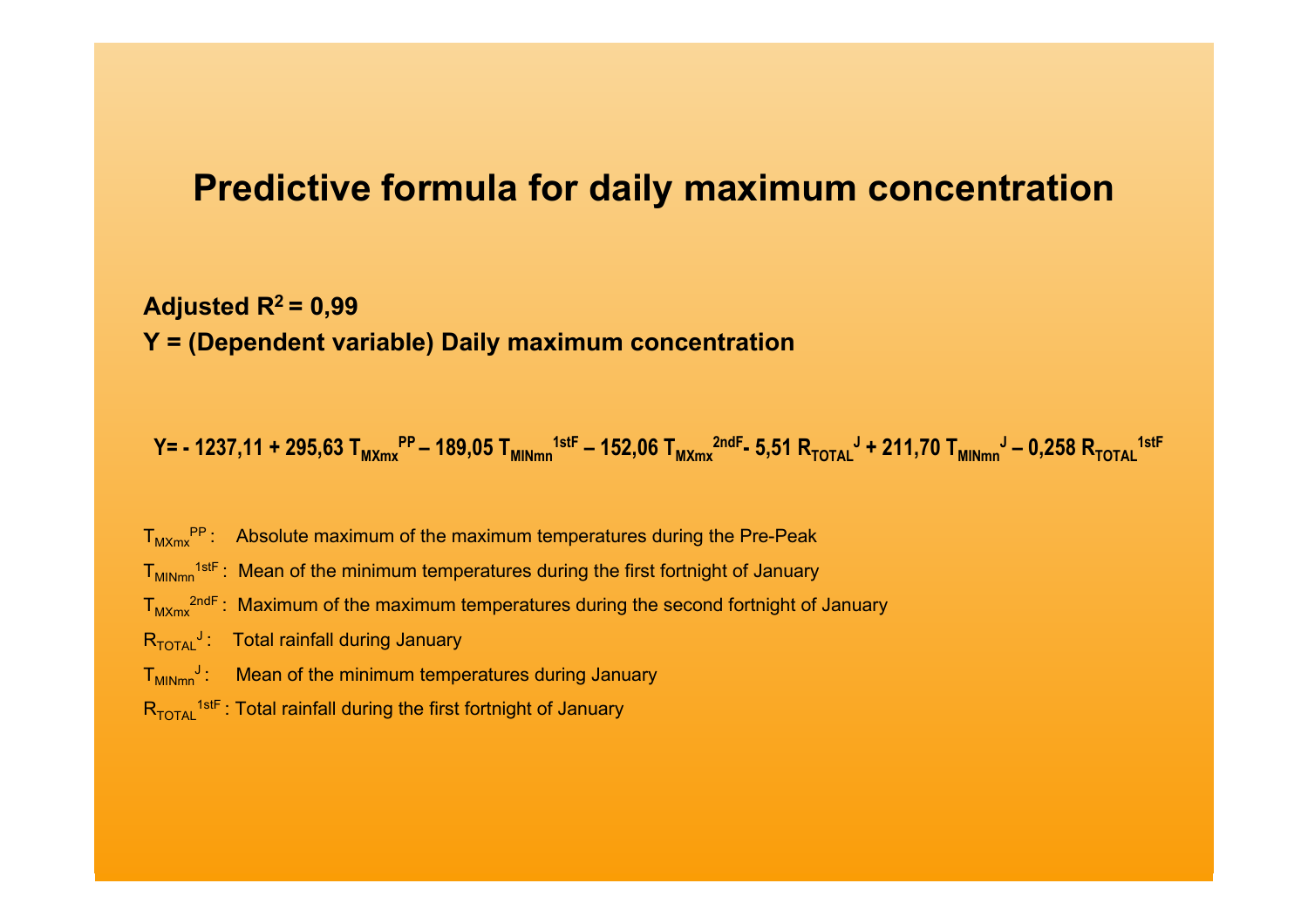# Predictive formula for daily maximum concentration

**Adjusted $R^2$ = 0,99**

**Y = (Dependent variable) Daily maximum concentration**

$$Y = -1237{,}11 + 295{,}63\, T_{MXmx}^{PP} - 189{,}05\, T_{MINmn}^{1stF} - 152{,}06\, T_{MXmx}^{2ndF} - 5{,}51\, R_{TOTAL}^{J} + 211{,}70\, T_{MINmn}^{J} - 0{,}258\, R_{TOTAL}^{1stF}$$

$T_{MXmx}^{PP}$ : Absolute maximum of the maximum temperatures during the Pre-Peak

$T_{MINmn}^{1stF}$ : Mean of the minimum temperatures during the first fortnight of January

$T_{MXmx}^{2ndF}$ : Maximum of the maximum temperatures during the second fortnight of January

$R_{TOTAL}^{J}$ : Total rainfall during January

$T_{MINmn}^{J}$ : Mean of the minimum temperatures during January

$R_{TOTAL}^{1stF}$ : Total rainfall during the first fortnight of January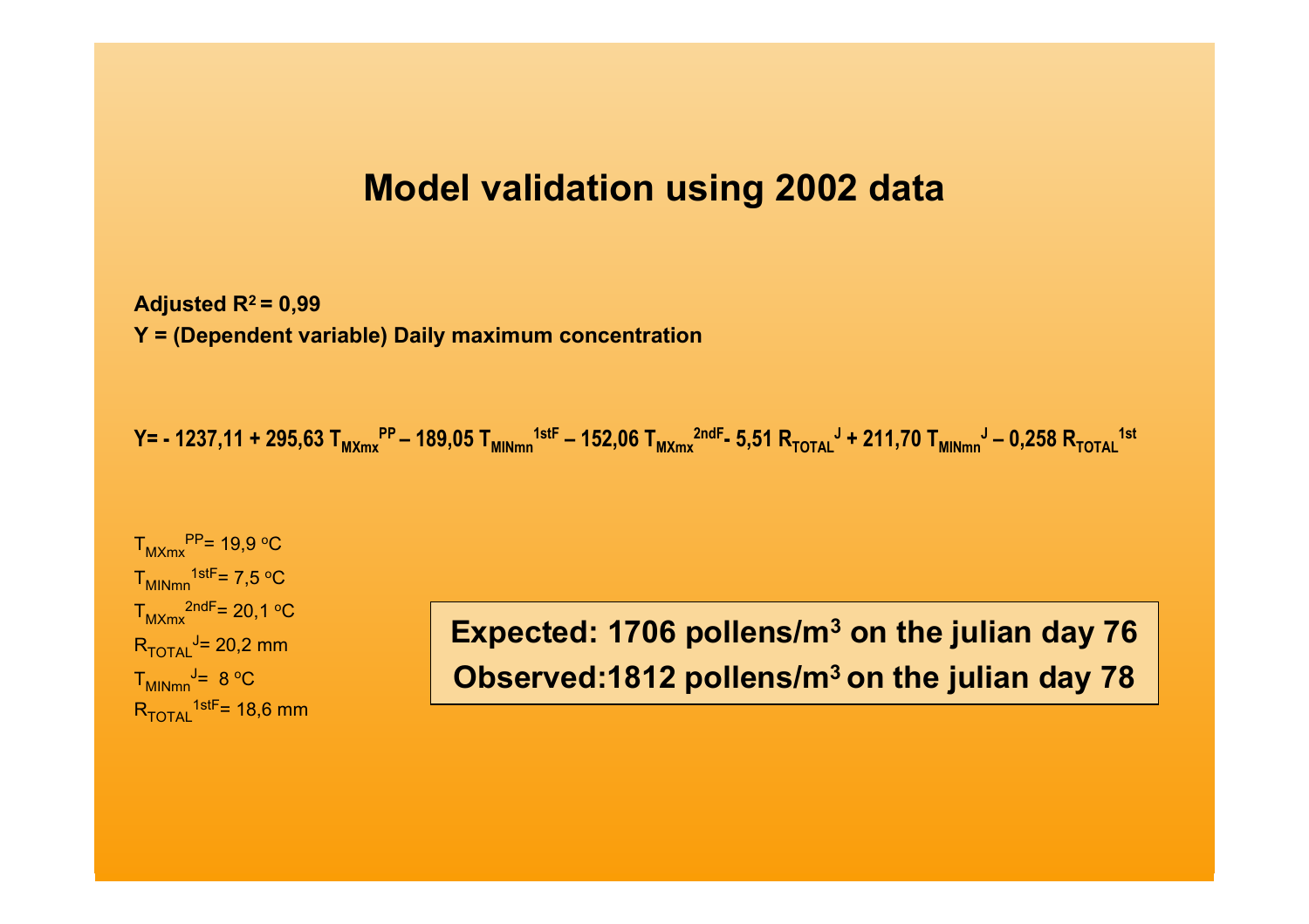# Model validation using 2002 data

**Adjusted $R^2$ = 0,99**

**Y = (Dependent variable) Daily maximum concentration**

$$Y = -1237{,}11 + 295{,}63\, T_{MXmx}^{PP} - 189{,}05\, T_{MINmn}^{1stF} - 152{,}06\, T_{MXmx}^{2ndF} - 5{,}51\, R_{TOTAL}^{J} + 211{,}70\, T_{MINmn}^{J} - 0{,}258\, R_{TOTAL}^{1st}$$

$T_{MXmx}^{PP}$ = 19,9 ºC

$T_{MINmn}^{1stF}$ = 7,5 ºC

$T_{MXmx}^{2ndF}$ = 20,1 ºC

$R_{TOTAL}^{J}$ = 20,2 mm

$T_{MINmn}^{J}$ = 8 ºC

$R_{TOTAL}^{1stF}$ = 18,6 mm

**Expected: 1706 pollens/m³ on the julian day 76**

**Observed: 1812 pollens/m³ on the julian day 78**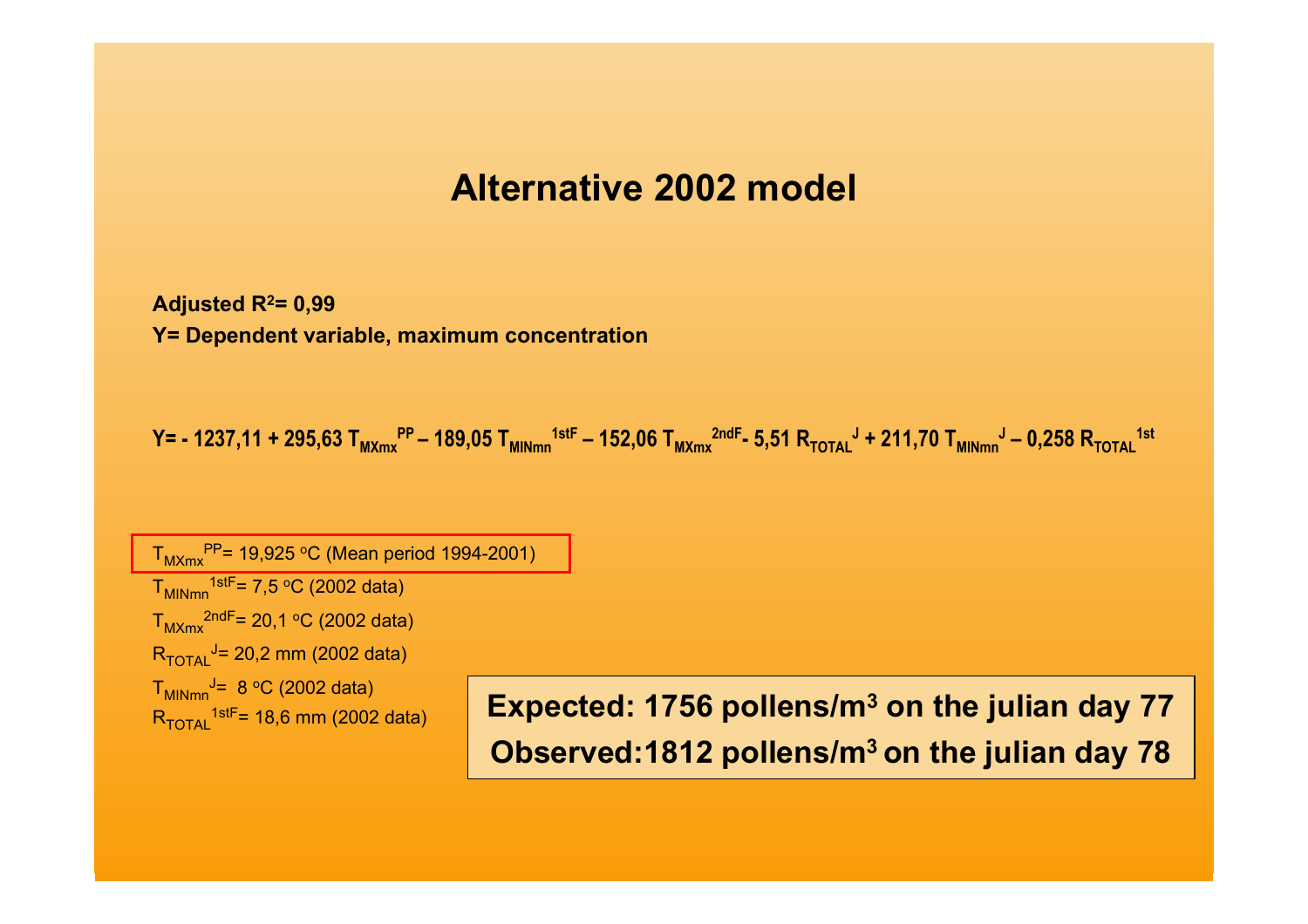# Alternative 2002 model

**Adjusted $R^2$= 0,99**

**Y= Dependent variable, maximum concentration**

$$Y = -1237{,}11 + 295{,}63\, T_{MXmx}^{PP} - 189{,}05\, T_{MINmn}^{1stF} - 152{,}06\, T_{MXmx}^{2ndF} - 5{,}51\, R_{TOTAL}^{J} + 211{,}70\, T_{MINmn}^{J} - 0{,}258\, R_{TOTAL}^{1st}$$

$T_{MXmx}^{PP}$= 19,925 °C (Mean period 1994-2001)

$T_{MINmn}^{1stF}$= 7,5 °C (2002 data)

$T_{MXmx}^{2ndF}$= 20,1 °C (2002 data)

$R_{TOTAL}^{J}$= 20,2 mm (2002 data)

$T_{MINmn}^{J}$= 8 °C (2002 data)

$R_{TOTAL}^{1stF}$= 18,6 mm (2002 data)

**Expected: 1756 pollens/m³ on the julian day 77**

**Observed:1812 pollens/m³ on the julian day 78**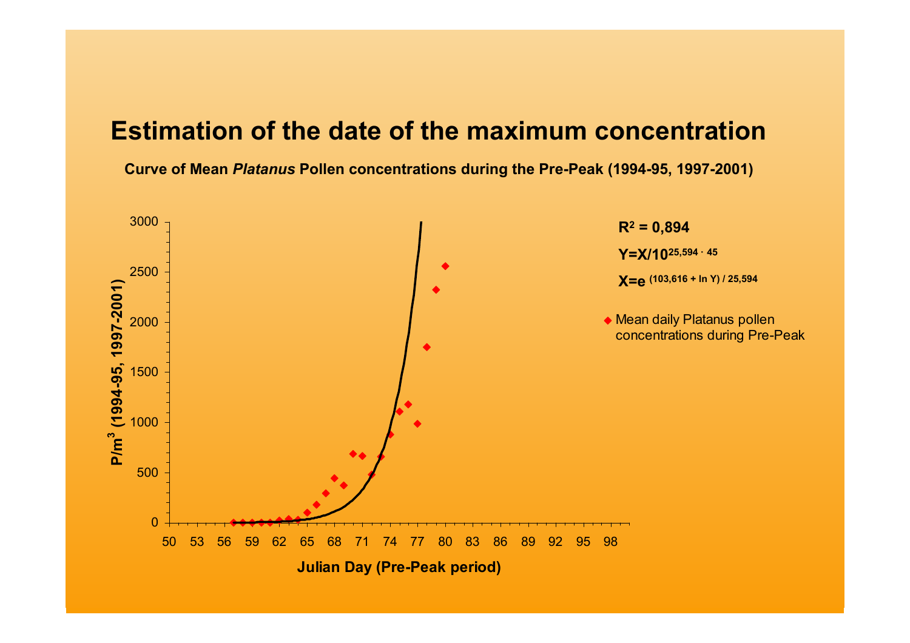# Estimation of the date of the maximum concentration

**Curve of Mean *Platanus* Pollen concentrations during the Pre-Peak (1994-95, 1997-2001)**

$R^2 = 0,894$

$Y = X / 10^{25,594 \cdot 45}$

$X = e^{(103,616 + \ln Y) / 25,594}$

- Mean daily Platanus pollen concentrations during Pre-Peak

Y-axis: $P/m^3$ (1994-95, 1997-2001)

X-axis: Julian Day (Pre-Peak period)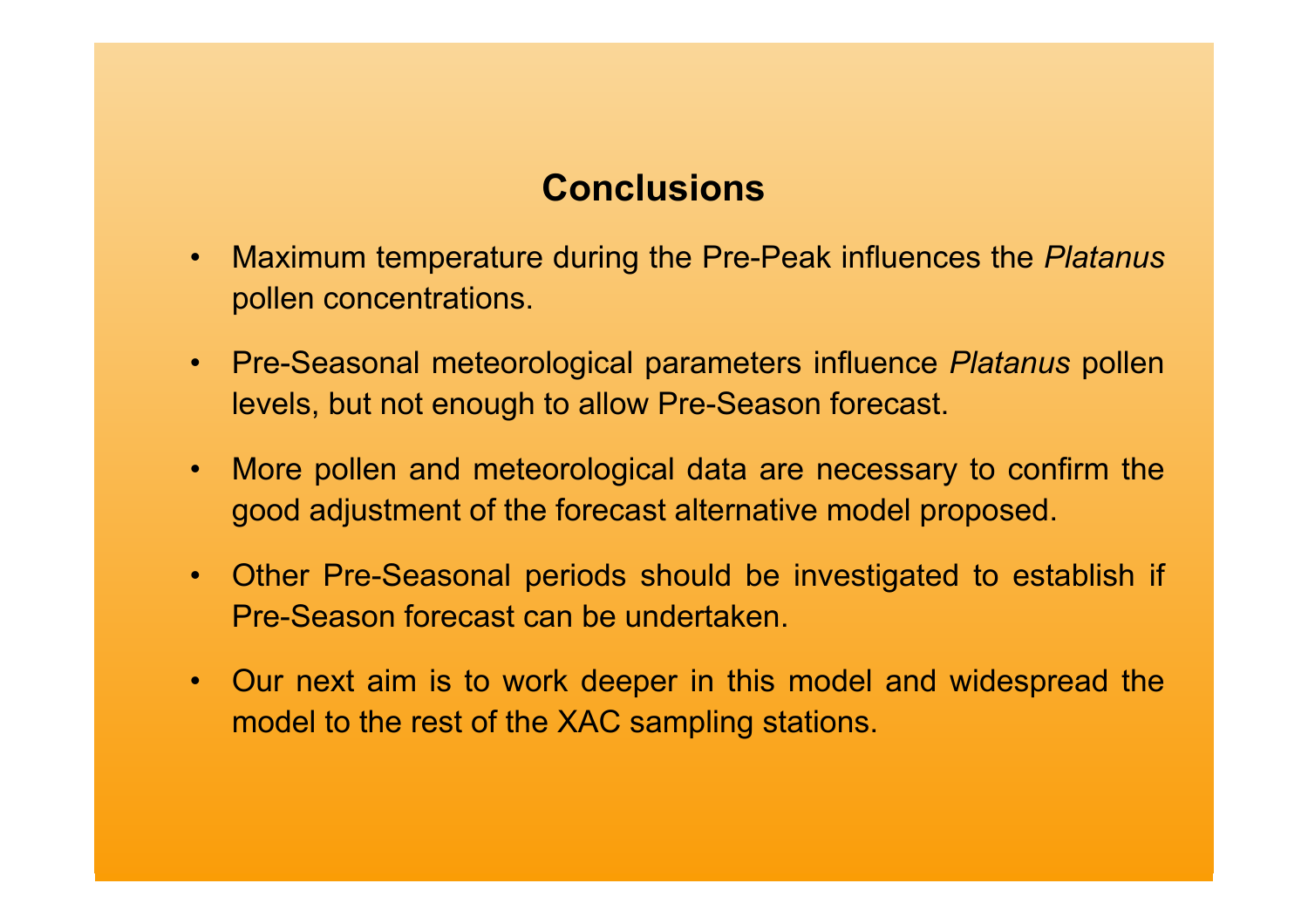## Conclusions

- Maximum temperature during the Pre-Peak influences the *Platanus* pollen concentrations.
- Pre-Seasonal meteorological parameters influence *Platanus* pollen levels, but not enough to allow Pre-Season forecast.
- More pollen and meteorological data are necessary to confirm the good adjustment of the forecast alternative model proposed.
- Other Pre-Seasonal periods should be investigated to establish if Pre-Season forecast can be undertaken.
- Our next aim is to work deeper in this model and widespread the model to the rest of the XAC sampling stations.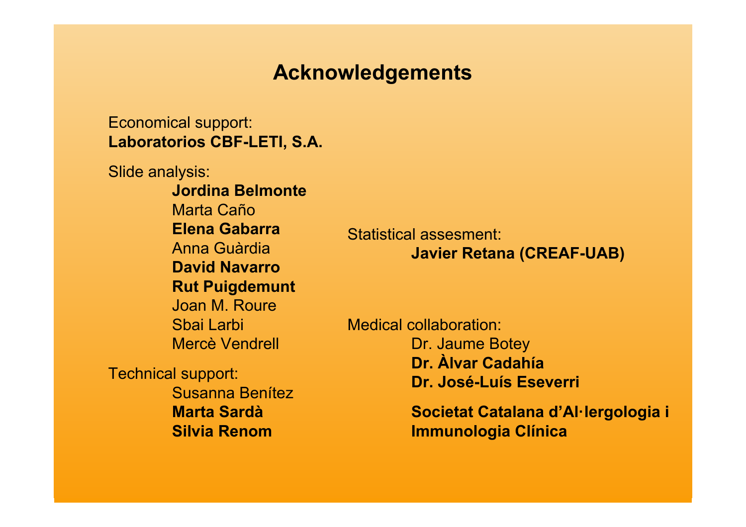# Acknowledgements

Economical support:
**Laboratorios CBF-LETI, S.A.**

Slide analysis:

- **Jordina Belmonte**
- Marta Caño
- **Elena Gabarra**
- Anna Guàrdia
- **David Navarro**
- **Rut Puigdemunt**
- Joan M. Roure
- Sbai Larbi
- Mercè Vendrell

Technical support:

- Susanna Benítez
- **Marta Sardà**
- **Silvia Renom**

Statistical assesment:

- **Javier Retana (CREAF-UAB)**

Medical collaboration:

- Dr. Jaume Botey
- **Dr. Àlvar Cadahía**
- **Dr. José-Luís Eseverri**

**Societat Catalana d'Al·lergologia i Immunologia Clínica**